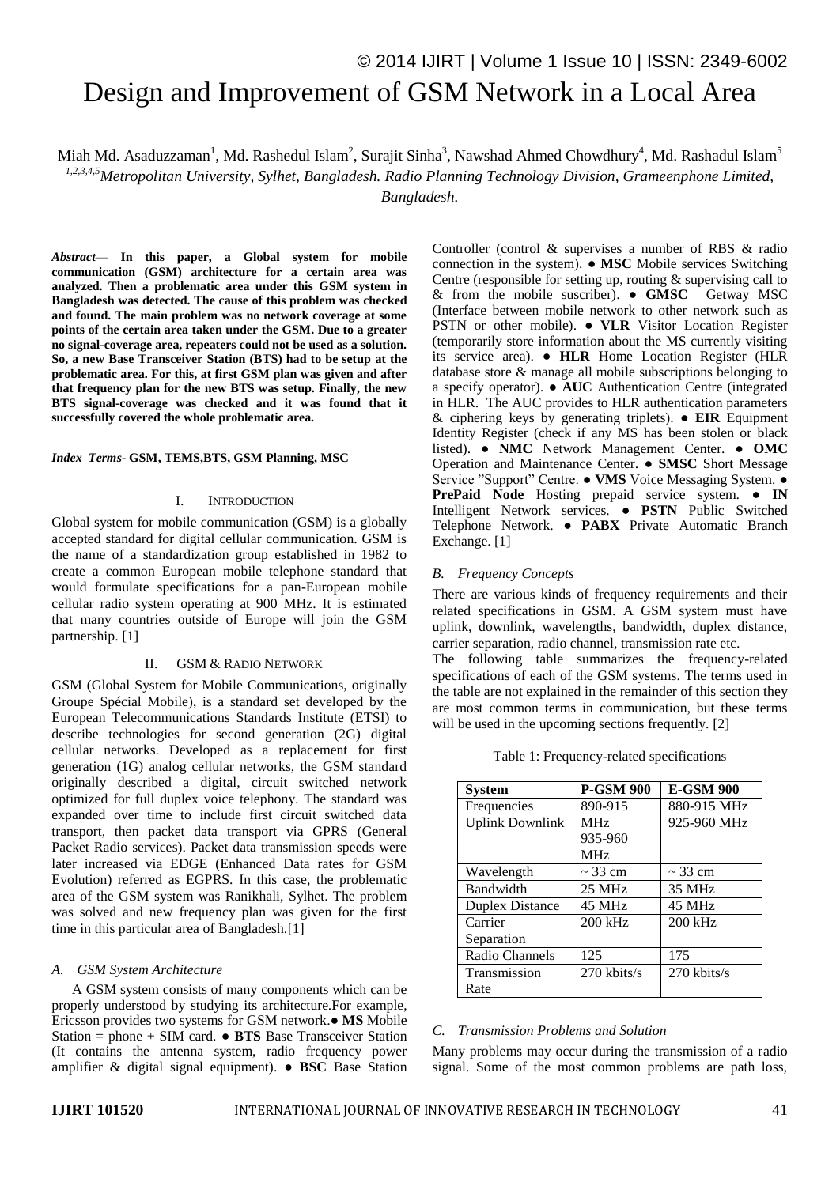# Design and Improvement of GSM Network in a Local Area

Miah Md. Asaduzzaman[1], Md. Rashedul Islam[2], Surajit Sinha[3], Nawshad Ahmed Chowdhury[4], Md. Rashadul Islam[5]

[1,2,3,4,5]*Metropolitan University, Sylhet, Bangladesh. Radio Planning Technology Division, Grameenphone Limited, Bangladesh.*

***Abstract*— In this paper, a Global system for mobile communication (GSM) architecture for a certain area was analyzed. Then a problematic area under this GSM system in Bangladesh was detected. The cause of this problem was checked and found. The main problem was no network coverage at some points of the certain area taken under the GSM. Due to a greater no signal-coverage area, repeaters could not be used as a solution. So, a new Base Transceiver Station (BTS) had to be setup at the problematic area. For this, at first GSM plan was given and after that frequency plan for the new BTS was setup. Finally, the new BTS signal-coverage was checked and it was found that it successfully covered the whole problematic area.**

***Index Terms*- GSM, TEMS,BTS, GSM Planning, MSC**

## I. Introduction

Global system for mobile communication (GSM) is a globally accepted standard for digital cellular communication. GSM is the name of a standardization group established in 1982 to create a common European mobile telephone standard that would formulate specifications for a pan-European mobile cellular radio system operating at 900 MHz. It is estimated that many countries outside of Europe will join the GSM partnership. [1]

## II. GSM & Radio Network

GSM (Global System for Mobile Communications, originally Groupe Spécial Mobile), is a standard set developed by the European Telecommunications Standards Institute (ETSI) to describe technologies for second generation (2G) digital cellular networks. Developed as a replacement for first generation (1G) analog cellular networks, the GSM standard originally described a digital, circuit switched network optimized for full duplex voice telephony. The standard was expanded over time to include first circuit switched data transport, then packet data transport via GPRS (General Packet Radio services). Packet data transmission speeds were later increased via EDGE (Enhanced Data rates for GSM Evolution) referred as EGPRS. In this case, the problematic area of the GSM system was Ranikhali, Sylhet. The problem was solved and new frequency plan was given for the first time in this particular area of Bangladesh.[1]

### *A. GSM System Architecture*

A GSM system consists of many components which can be properly understood by studying its architecture.For example, Ericsson provides two systems for GSM network.● **MS** Mobile Station = phone + SIM card. ● **BTS** Base Transceiver Station (It contains the antenna system, radio frequency power amplifier & digital signal equipment). ● **BSC** Base Station Controller (control & supervises a number of RBS & radio connection in the system). ● **MSC** Mobile services Switching Centre (responsible for setting up, routing & supervising call to & from the mobile suscriber). ● **GMSC** Getway MSC (Interface between mobile network to other network such as PSTN or other mobile). ● **VLR** Visitor Location Register (temporarily store information about the MS currently visiting its service area). ● **HLR** Home Location Register (HLR database store & manage all mobile subscriptions belonging to a specify operator). ● **AUC** Authentication Centre (integrated in HLR. The AUC provides to HLR authentication parameters & ciphering keys by generating triplets). ● **EIR** Equipment Identity Register (check if any MS has been stolen or black listed). ● **NMC** Network Management Center. ● **OMC** Operation and Maintenance Center. ● **SMSC** Short Message Service "Support" Centre. ● **VMS** Voice Messaging System. ● **PrePaid Node** Hosting prepaid service system. ● **IN** Intelligent Network services. ● **PSTN** Public Switched Telephone Network. ● **PABX** Private Automatic Branch Exchange. [1]

### *B. Frequency Concepts*

There are various kinds of frequency requirements and their related specifications in GSM. A GSM system must have uplink, downlink, wavelengths, bandwidth, duplex distance, carrier separation, radio channel, transmission rate etc.

The following table summarizes the frequency-related specifications of each of the GSM systems. The terms used in the table are not explained in the remainder of this section they are most common terms in communication, but these terms will be used in the upcoming sections frequently. [2]

Table 1: Frequency-related specifications

| System | P-GSM 900 | E-GSM 900 |
|---|---|---|
| Frequencies Uplink Downlink | 890-915 MHz 935-960 MHz | 880-915 MHz 925-960 MHz |
| Wavelength | ~ 33 cm | ~ 33 cm |
| Bandwidth | 25 MHz | 35 MHz |
| Duplex Distance | 45 MHz | 45 MHz |
| Carrier Separation | 200 kHz | 200 kHz |
| Radio Channels | 125 | 175 |
| Transmission Rate | 270 kbits/s | 270 kbits/s |

### *C. Transmission Problems and Solution*

Many problems may occur during the transmission of a radio signal. Some of the most common problems are path loss,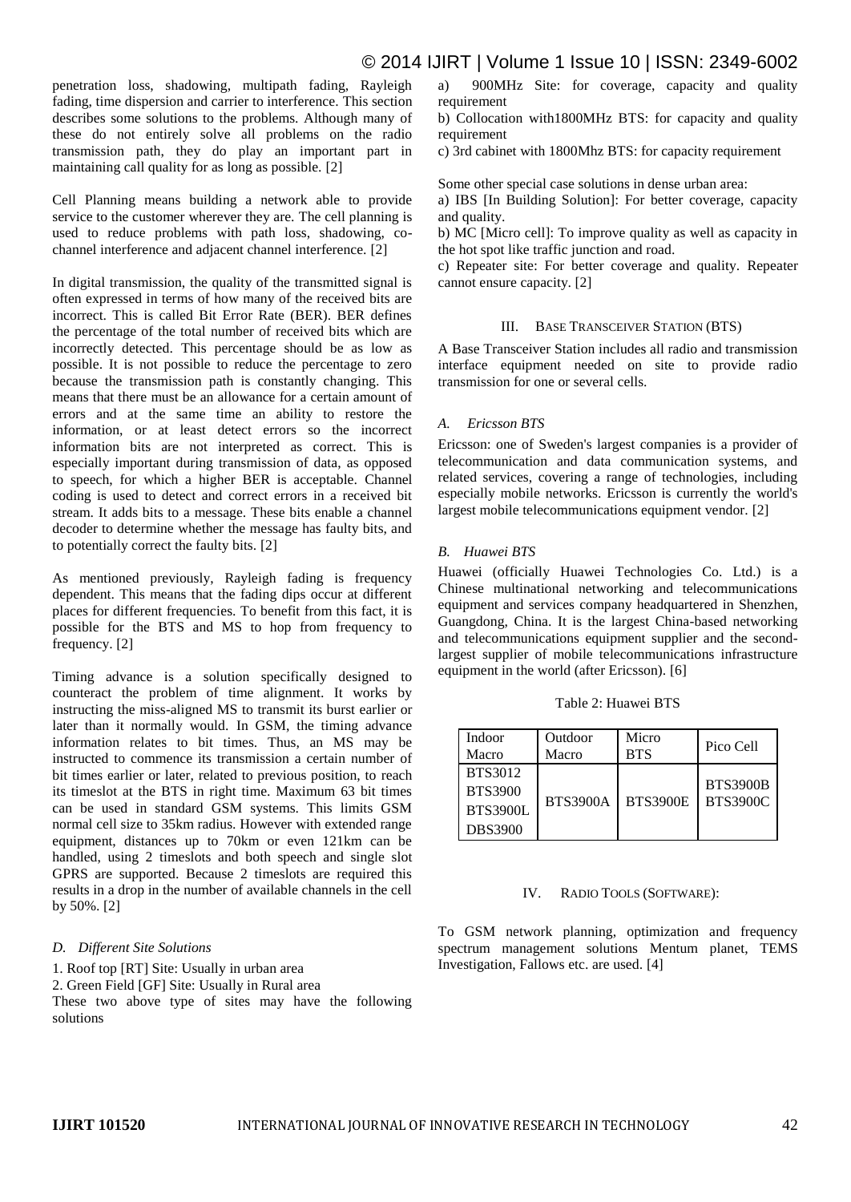penetration loss, shadowing, multipath fading, Rayleigh fading, time dispersion and carrier to interference. This section describes some solutions to the problems. Although many of these do not entirely solve all problems on the radio transmission path, they do play an important part in maintaining call quality for as long as possible. [2]

Cell Planning means building a network able to provide service to the customer wherever they are. The cell planning is used to reduce problems with path loss, shadowing, co-channel interference and adjacent channel interference. [2]

In digital transmission, the quality of the transmitted signal is often expressed in terms of how many of the received bits are incorrect. This is called Bit Error Rate (BER). BER defines the percentage of the total number of received bits which are incorrectly detected. This percentage should be as low as possible. It is not possible to reduce the percentage to zero because the transmission path is constantly changing. This means that there must be an allowance for a certain amount of errors and at the same time an ability to restore the information, or at least detect errors so the incorrect information bits are not interpreted as correct. This is especially important during transmission of data, as opposed to speech, for which a higher BER is acceptable. Channel coding is used to detect and correct errors in a received bit stream. It adds bits to a message. These bits enable a channel decoder to determine whether the message has faulty bits, and to potentially correct the faulty bits. [2]

As mentioned previously, Rayleigh fading is frequency dependent. This means that the fading dips occur at different places for different frequencies. To benefit from this fact, it is possible for the BTS and MS to hop from frequency to frequency. [2]

Timing advance is a solution specifically designed to counteract the problem of time alignment. It works by instructing the miss-aligned MS to transmit its burst earlier or later than it normally would. In GSM, the timing advance information relates to bit times. Thus, an MS may be instructed to commence its transmission a certain number of bit times earlier or later, related to previous position, to reach its timeslot at the BTS in right time. Maximum 63 bit times can be used in standard GSM systems. This limits GSM normal cell size to 35km radius. However with extended range equipment, distances up to 70km or even 121km can be handled, using 2 timeslots and both speech and single slot GPRS are supported. Because 2 timeslots are required this results in a drop in the number of available channels in the cell by 50%. [2]

### *D. Different Site Solutions*

1. Roof top [RT] Site: Usually in urban area
2. Green Field [GF] Site: Usually in Rural area

These two above type of sites may have the following solutions

a) 900MHz Site: for coverage, capacity and quality requirement

b) Collocation with1800MHz BTS: for capacity and quality requirement

c) 3rd cabinet with 1800Mhz BTS: for capacity requirement

Some other special case solutions in dense urban area:

a) IBS [In Building Solution]: For better coverage, capacity and quality.

b) MC [Micro cell]: To improve quality as well as capacity in the hot spot like traffic junction and road.

c) Repeater site: For better coverage and quality. Repeater cannot ensure capacity. [2]

## III. Base Transceiver Station (BTS)

A Base Transceiver Station includes all radio and transmission interface equipment needed on site to provide radio transmission for one or several cells.

### *A. Ericsson BTS*

Ericsson: one of Sweden's largest companies is a provider of telecommunication and data communication systems, and related services, covering a range of technologies, including especially mobile networks. Ericsson is currently the world's largest mobile telecommunications equipment vendor. [2]

### *B. Huawei BTS*

Huawei (officially Huawei Technologies Co. Ltd.) is a Chinese multinational networking and telecommunications equipment and services company headquartered in Shenzhen, Guangdong, China. It is the largest China-based networking and telecommunications equipment supplier and the second-largest supplier of mobile telecommunications infrastructure equipment in the world (after Ericsson). [6]

Table 2: Huawei BTS

| Indoor Macro | Outdoor Macro | Micro BTS | Pico Cell |
|---|---|---|---|
| BTS3012<br>BTS3900<br>BTS3900L<br>DBS3900 | BTS3900A | BTS3900E | BTS3900B<br>BTS3900C |

## IV. Radio Tools (Software):

To GSM network planning, optimization and frequency spectrum management solutions Mentum planet, TEMS Investigation, Fallows etc. are used. [4]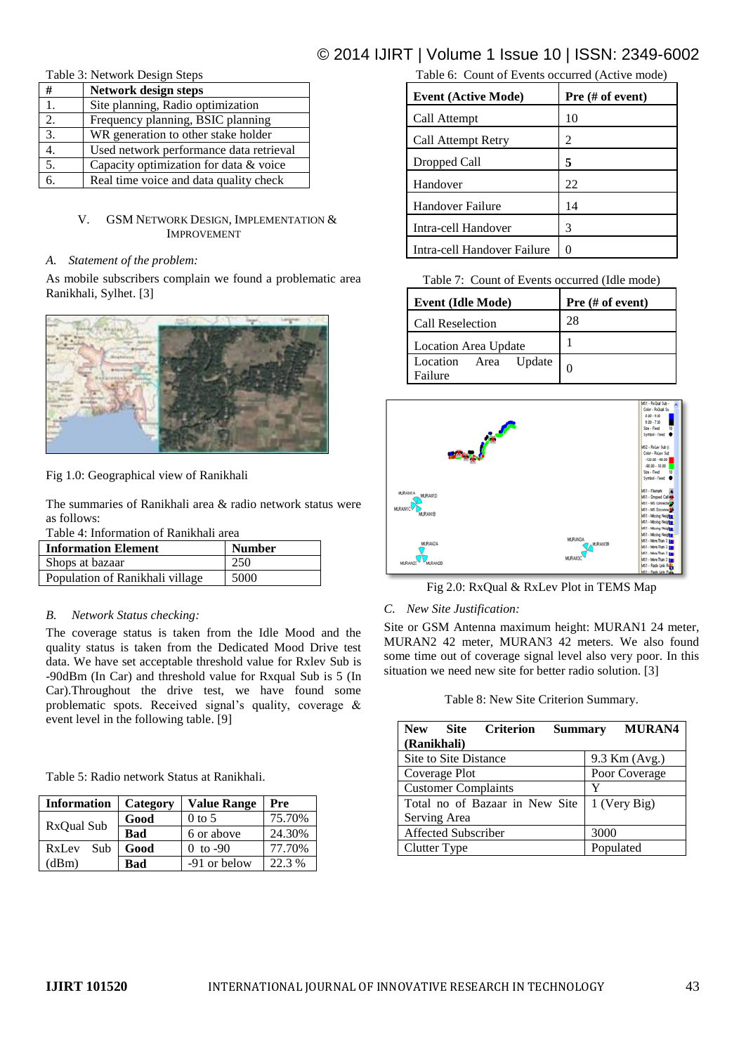Table 3: Network Design Steps

| # | Network design steps |
|---|---|
| 1. | Site planning, Radio optimization |
| 2. | Frequency planning, BSIC planning |
| 3. | WR generation to other stake holder |
| 4. | Used network performance data retrieval |
| 5. | Capacity optimization for data & voice |
| 6. | Real time voice and data quality check |

## V. GSM Network Design, Implementation & Improvement

### A. Statement of the problem:

As mobile subscribers complain we found a problematic area Ranikhali, Sylhet. [3]

Fig 1.0: Geographical view of Ranikhali

The summaries of Ranikhali area & radio network status were as follows:

Table 4: Information of Ranikhali area

| Information Element | Number |
|---|---|
| Shops at bazaar | 250 |
| Population of Ranikhali village | 5000 |

### B. Network Status checking:

The coverage status is taken from the Idle Mood and the quality status is taken from the Dedicated Mood Drive test data. We have set acceptable threshold value for Rxlev Sub is -90dBm (In Car) and threshold value for Rxqual Sub is 5 (In Car).Throughout the drive test, we have found some problematic spots. Received signal's quality, coverage & event level in the following table. [9]

Table 5: Radio network Status at Ranikhali.

| Information | Category | Value Range | Pre |
|---|---|---|---|
| RxQual Sub | **Good** | 0 to 5 | 75.70% |
| | **Bad** | 6 or above | 24.30% |
| RxLev Sub (dBm) | **Good** | 0 to -90 | 77.70% |
| | **Bad** | -91 or below | 22.3 % |

Table 6: Count of Events occurred (Active mode)

| Event (Active Mode) | Pre (# of event) |
|---|---|
| Call Attempt | 10 |
| Call Attempt Retry | 2 |
| Dropped Call | **5** |
| Handover | 22 |
| Handover Failure | 14 |
| Intra-cell Handover | 3 |
| Intra-cell Handover Failure | 0 |

Table 7: Count of Events occurred (Idle mode)

| Event (Idle Mode) | Pre (# of event) |
|---|---|
| Call Reselection | 28 |
| Location Area Update | 1 |
| Location Area Update Failure | 0 |

Fig 2.0: RxQual & RxLev Plot in TEMS Map

### C. New Site Justification:

Site or GSM Antenna maximum height: MURAN1 24 meter, MURAN2 42 meter, MURAN3 42 meters. We also found some time out of coverage signal level also very poor. In this situation we need new site for better radio solution. [3]

Table 8: New Site Criterion Summary.

| New Site Criterion Summary MURAN4 (Ranikhali) | |
|---|---|
| Site to Site Distance | 9.3 Km (Avg.) |
| Coverage Plot | Poorer Coverage |
| Customer Complaints | Y |
| Total no of Bazaar in New Site Serving Area | 1 (Very Big) |
| Affected Subscriber | 3000 |
| Clutter Type | Populated |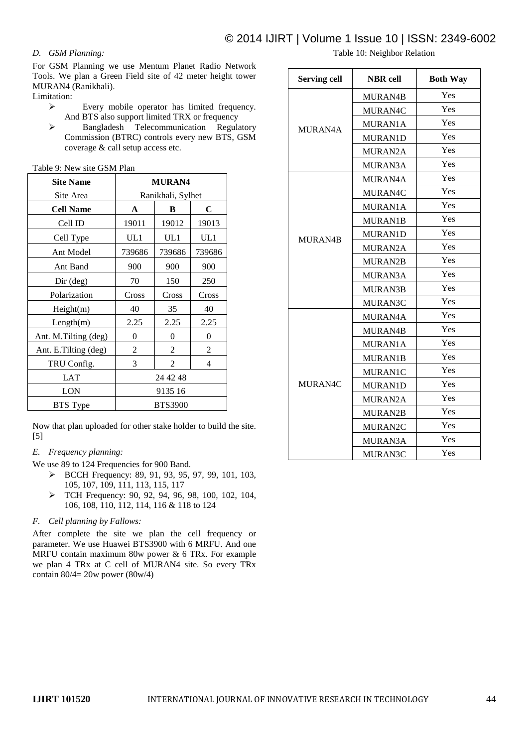### D. GSM Planning:

For GSM Planning we use Mentum Planet Radio Network Tools. We plan a Green Field site of 42 meter height tower MURAN4 (Ranikhali).

Limitation:

- Every mobile operator has limited frequency. And BTS also support limited TRX or frequency
- Bangladesh Telecommunication Regulatory Commission (BTRC) controls every new BTS, GSM coverage & call setup access etc.

Table 9: New site GSM Plan

| Site Name | MURAN4 | | |
|---|---|---|---|
| Site Area | Ranikhali, Sylhet | | |
| **Cell Name** | **A** | **B** | **C** |
| Cell ID | 19011 | 19012 | 19013 |
| Cell Type | UL1 | UL1 | UL1 |
| Ant Model | 739686 | 739686 | 739686 |
| Ant Band | 900 | 900 | 900 |
| Dir (deg) | 70 | 150 | 250 |
| Polarization | Cross | Cross | Cross |
| Height(m) | 40 | 35 | 40 |
| Length(m) | 2.25 | 2.25 | 2.25 |
| Ant. M.Tilting (deg) | 0 | 0 | 0 |
| Ant. E.Tilting (deg) | 2 | 2 | 2 |
| TRU Config. | 3 | 2 | 4 |
| LAT | 24 42 48 | | |
| LON | 9135 16 | | |
| BTS Type | BTS3900 | | |

Now that plan uploaded for other stake holder to build the site. [5]

### E. Frequency planning:

We use 89 to 124 Frequencies for 900 Band.

- BCCH Frequency: 89, 91, 93, 95, 97, 99, 101, 103, 105, 107, 109, 111, 113, 115, 117
- TCH Frequency: 90, 92, 94, 96, 98, 100, 102, 104, 106, 108, 110, 112, 114, 116 & 118 to 124

### F. Cell planning by Fallows:

After complete the site we plan the cell frequency or parameter. We use Huawei BTS3900 with 6 MRFU. And one MRFU contain maximum 80w power & 6 TRx. For example we plan 4 TRx at C cell of MURAN4 site. So every TRx contain 80/4= 20w power (80w/4)

Table 10: Neighbor Relation

| Serving cell | NBR cell | Both Way |
|---|---|---|
| MURAN4A | MURAN4B | Yes |
| | MURAN4C | Yes |
| | MURAN1A | Yes |
| | MURAN1D | Yes |
| | MURAN2A | Yes |
| | MURAN3A | Yes |
| MURAN4B | MURAN4A | Yes |
| | MURAN4C | Yes |
| | MURAN1A | Yes |
| | MURAN1B | Yes |
| | MURAN1D | Yes |
| | MURAN2A | Yes |
| | MURAN2B | Yes |
| | MURAN3A | Yes |
| | MURAN3B | Yes |
| | MURAN3C | Yes |
| MURAN4C | MURAN4A | Yes |
| | MURAN4B | Yes |
| | MURAN1A | Yes |
| | MURAN1B | Yes |
| | MURAN1C | Yes |
| | MURAN1D | Yes |
| | MURAN2A | Yes |
| | MURAN2B | Yes |
| | MURAN2C | Yes |
| | MURAN3A | Yes |
| | MURAN3C | Yes |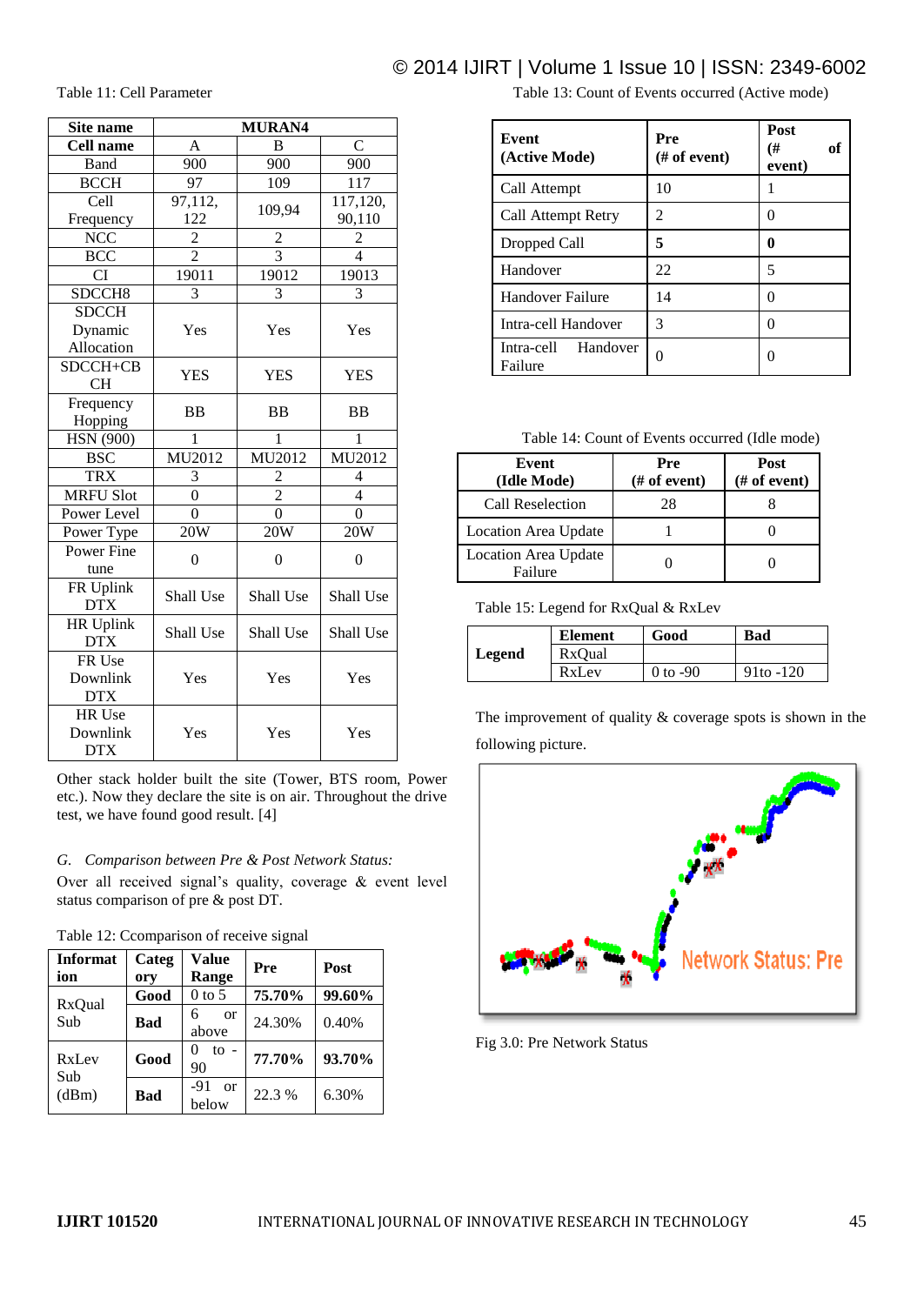Table 11: Cell Parameter

| Site name | MURAN4 | | |
|---|---|---|---|
| Cell name | A | B | C |
| Band | 900 | 900 | 900 |
| BCCH | 97 | 109 | 117 |
| Cell Frequency | 97,112, 122 | 109,94 | 117,120, 90,110 |
| NCC | 2 | 2 | 2 |
| BCC | 2 | 3 | 4 |
| CI | 19011 | 19012 | 19013 |
| SDCCH8 | 3 | 3 | 3 |
| SDCCH Dynamic Allocation | Yes | Yes | Yes |
| SDCCH+CBCH | YES | YES | YES |
| Frequency Hopping | BB | BB | BB |
| HSN (900) | 1 | 1 | 1 |
| BSC | MU2012 | MU2012 | MU2012 |
| TRX | 3 | 2 | 4 |
| MRFU Slot | 0 | 2 | 4 |
| Power Level | 0 | 0 | 0 |
| Power Type | 20W | 20W | 20W |
| Power Fine tune | 0 | 0 | 0 |
| FR Uplink DTX | Shall Use | Shall Use | Shall Use |
| HR Uplink DTX | Shall Use | Shall Use | Shall Use |
| FR Use Downlink DTX | Yes | Yes | Yes |
| HR Use Downlink DTX | Yes | Yes | Yes |

Other stack holder built the site (Tower, BTS room, Power etc.). Now they declare the site is on air. Throughout the drive test, we have found good result. [4]

*G. Comparison between Pre & Post Network Status:*

Over all received signal's quality, coverage & event level status comparison of pre & post DT.

Table 12: Ccomparison of receive signal

| Information | Category | Value Range | Pre | Post |
|---|---|---|---|---|
| RxQual Sub | **Good** | 0 to 5 | **75.70%** | **99.60%** |
| | **Bad** | 6 or above | 24.30% | 0.40% |
| RxLev Sub (dBm) | **Good** | 0 to -90 | **77.70%** | **93.70%** |
| | **Bad** | -91 or below | 22.3 % | 6.30% |

Table 13: Count of Events occurred (Active mode)

| Event (Active Mode) | Pre (# of event) | Post (# of event) |
|---|---|---|
| Call Attempt | 10 | 1 |
| Call Attempt Retry | 2 | 0 |
| Dropped Call | **5** | **0** |
| Handover | 22 | 5 |
| Handover Failure | 14 | 0 |
| Intra-cell Handover | 3 | 0 |
| Intra-cell Handover Failure | 0 | 0 |

Table 14: Count of Events occurred (Idle mode)

| Event (Idle Mode) | Pre (# of event) | Post (# of event) |
|---|---|---|
| Call Reselection | 28 | 8 |
| Location Area Update | 1 | 0 |
| Location Area Update Failure | 0 | 0 |

Table 15: Legend for RxQual & RxLev

| Legend | Element | Good | Bad |
|---|---|---|---|
| | RxQual | | |
| | RxLev | 0 to -90 | 91to -120 |

The improvement of quality & coverage spots is shown in the following picture.

Fig 3.0: Pre Network Status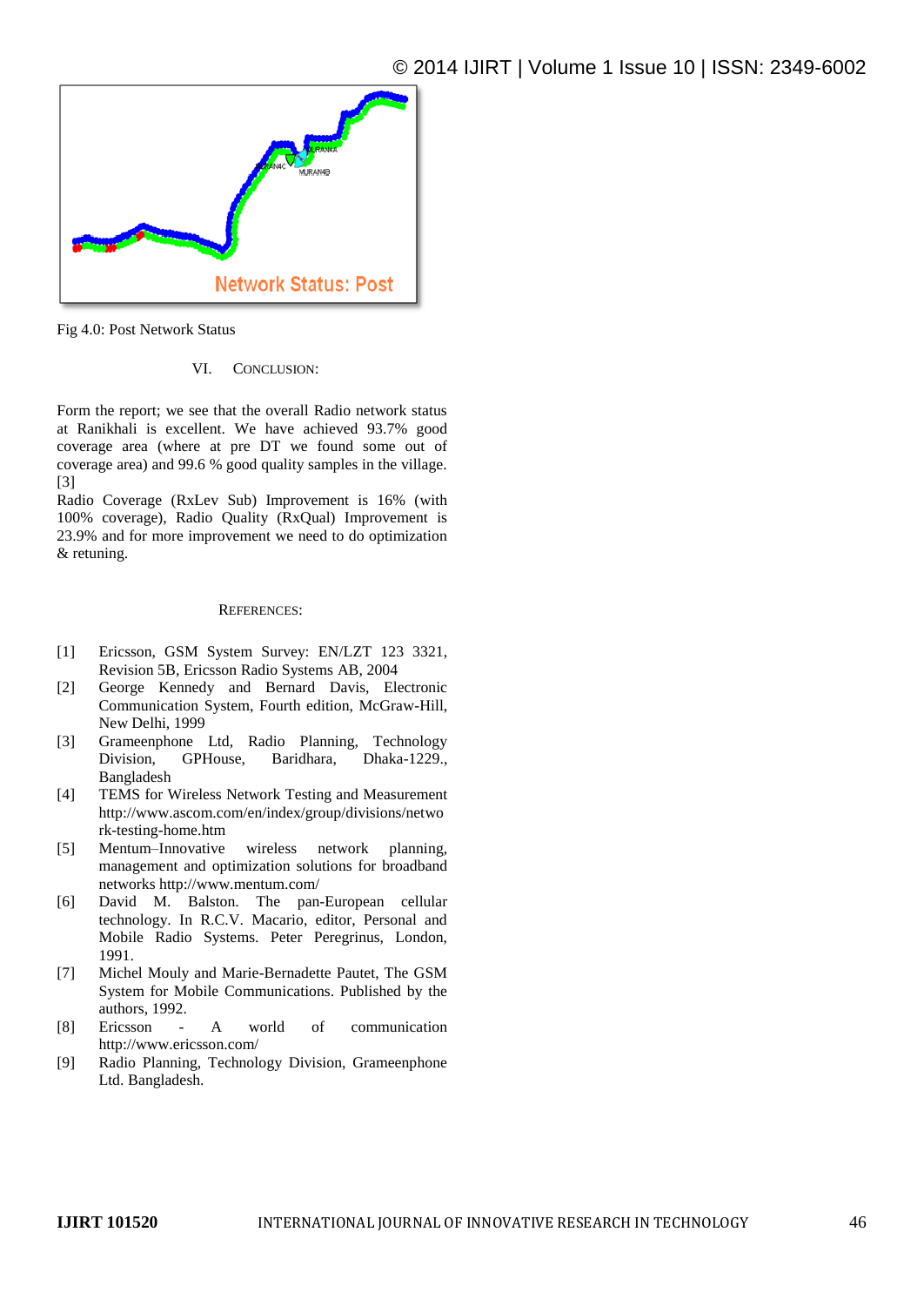MURAN4A

MURAN4C

MURAN4B

Network Status: Post

Fig 4.0: Post Network Status

## VI. CONCLUSION:

Form the report; we see that the overall Radio network status at Ranikhali is excellent. We have achieved 93.7% good coverage area (where at pre DT we found some out of coverage area) and 99.6 % good quality samples in the village. [3]

Radio Coverage (RxLev Sub) Improvement is 16% (with 100% coverage), Radio Quality (RxQual) Improvement is 23.9% and for more improvement we need to do optimization & retuning.

## REFERENCES:

[1] Ericsson, GSM System Survey: EN/LZT 123 3321, Revision 5B, Ericsson Radio Systems AB, 2004

[2] George Kennedy and Bernard Davis, Electronic Communication System, Fourth edition, McGraw-Hill, New Delhi, 1999

[3] Grameenphone Ltd, Radio Planning, Technology Division, GPHouse, Baridhara, Dhaka-1229., Bangladesh

[4] TEMS for Wireless Network Testing and Measurement http://www.ascom.com/en/index/group/divisions/network-testing-home.htm

[5] Mentum–Innovative wireless network planning, management and optimization solutions for broadband networks http://www.mentum.com/

[6] David M. Balston. The pan-European cellular technology. In R.C.V. Macario, editor, Personal and Mobile Radio Systems. Peter Peregrinus, London, 1991.

[7] Michel Mouly and Marie-Bernadette Pautet, The GSM System for Mobile Communications. Published by the authors, 1992.

[8] Ericsson - A world of communication http://www.ericsson.com/

[9] Radio Planning, Technology Division, Grameenphone Ltd. Bangladesh.